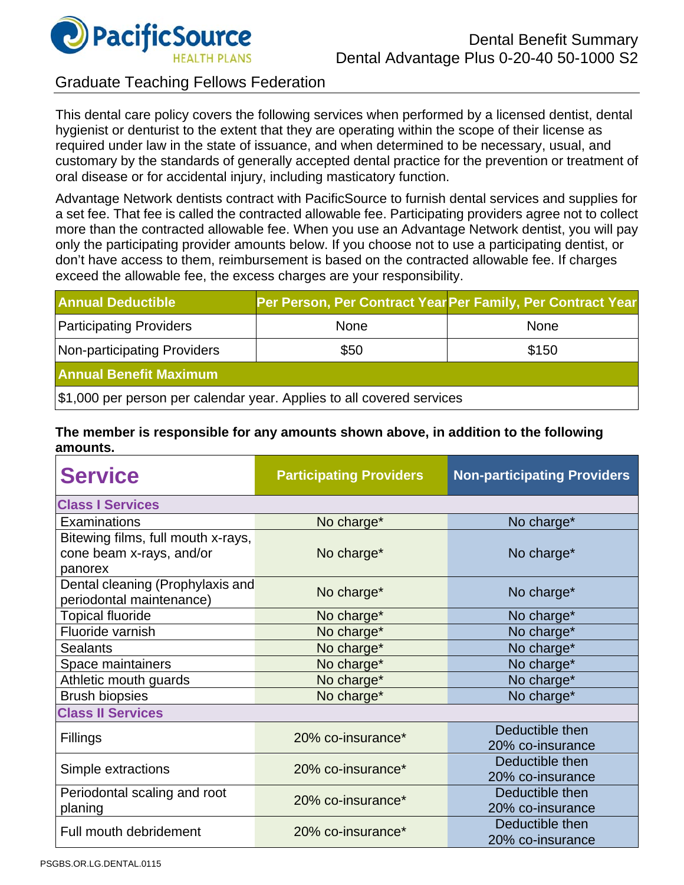PacificSource HEALTH PLANS

# Dental Benefit Summary
## Dental Advantage Plus 0-20-40 50-1000 S2

Graduate Teaching Fellows Federation

This dental care policy covers the following services when performed by a licensed dentist, dental hygienist or denturist to the extent that they are operating within the scope of their license as required under law in the state of issuance, and when determined to be necessary, usual, and customary by the standards of generally accepted dental practice for the prevention or treatment of oral disease or for accidental injury, including masticatory function.

Advantage Network dentists contract with PacificSource to furnish dental services and supplies for a set fee. That fee is called the contracted allowable fee. Participating providers agree not to collect more than the contracted allowable fee. When you use an Advantage Network dentist, you will pay only the participating provider amounts below. If you choose not to use a participating dentist, or don't have access to them, reimbursement is based on the contracted allowable fee. If charges exceed the allowable fee, the excess charges are your responsibility.

| Annual Deductible | Per Person, Per Contract Year | Per Family, Per Contract Year |
|---|---|---|
| Participating Providers | None | None |
| Non-participating Providers | $50 | $150 |
| **Annual Benefit Maximum** | | |
| $1,000 per person per calendar year. Applies to all covered services | | |

**The member is responsible for any amounts shown above, in addition to the following amounts.**

| Service | Participating Providers | Non-participating Providers |
|---|---|---|
| **Class I Services** | | |
| Examinations | No charge* | No charge* |
| Bitewing films, full mouth x-rays, cone beam x-rays, and/or panorex | No charge* | No charge* |
| Dental cleaning (Prophylaxis and periodontal maintenance) | No charge* | No charge* |
| Topical fluoride | No charge* | No charge* |
| Fluoride varnish | No charge* | No charge* |
| Sealants | No charge* | No charge* |
| Space maintainers | No charge* | No charge* |
| Athletic mouth guards | No charge* | No charge* |
| Brush biopsies | No charge* | No charge* |
| **Class II Services** | | |
| Fillings | 20% co-insurance* | Deductible then 20% co-insurance |
| Simple extractions | 20% co-insurance* | Deductible then 20% co-insurance |
| Periodontal scaling and root planing | 20% co-insurance* | Deductible then 20% co-insurance |
| Full mouth debridement | 20% co-insurance* | Deductible then 20% co-insurance |

PSGBS.OR.LG.DENTAL.0115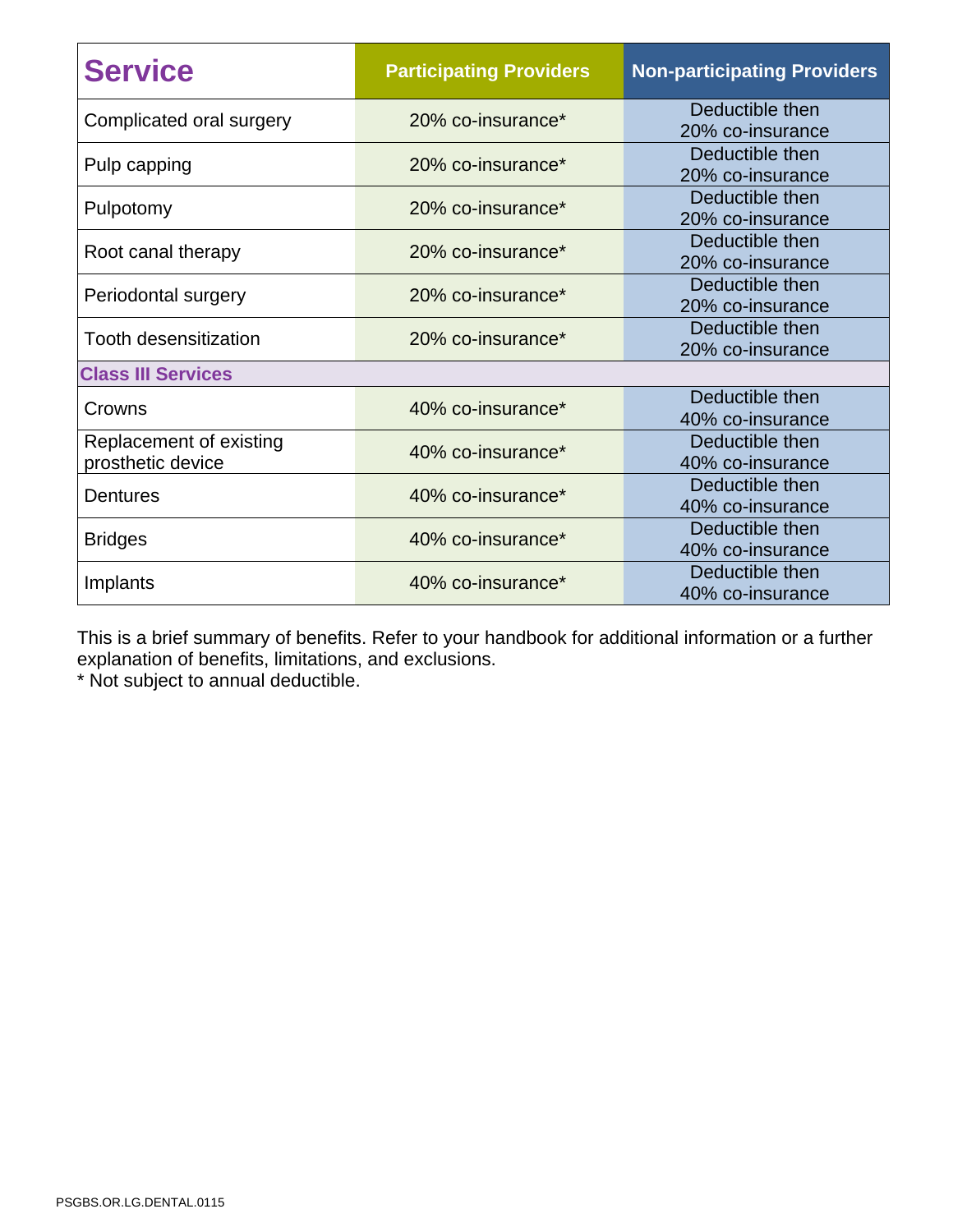| Service | Participating Providers | Non-participating Providers |
| --- | --- | --- |
| Complicated oral surgery | 20% co-insurance* | Deductible then 20% co-insurance |
| Pulp capping | 20% co-insurance* | Deductible then 20% co-insurance |
| Pulpotomy | 20% co-insurance* | Deductible then 20% co-insurance |
| Root canal therapy | 20% co-insurance* | Deductible then 20% co-insurance |
| Periodontal surgery | 20% co-insurance* | Deductible then 20% co-insurance |
| Tooth desensitization | 20% co-insurance* | Deductible then 20% co-insurance |
| **Class III Services** | | |
| Crowns | 40% co-insurance* | Deductible then 40% co-insurance |
| Replacement of existing prosthetic device | 40% co-insurance* | Deductible then 40% co-insurance |
| Dentures | 40% co-insurance* | Deductible then 40% co-insurance |
| Bridges | 40% co-insurance* | Deductible then 40% co-insurance |
| Implants | 40% co-insurance* | Deductible then 40% co-insurance |

This is a brief summary of benefits. Refer to your handbook for additional information or a further explanation of benefits, limitations, and exclusions.

* Not subject to annual deductible.

PSGBS.OR.LG.DENTAL.0115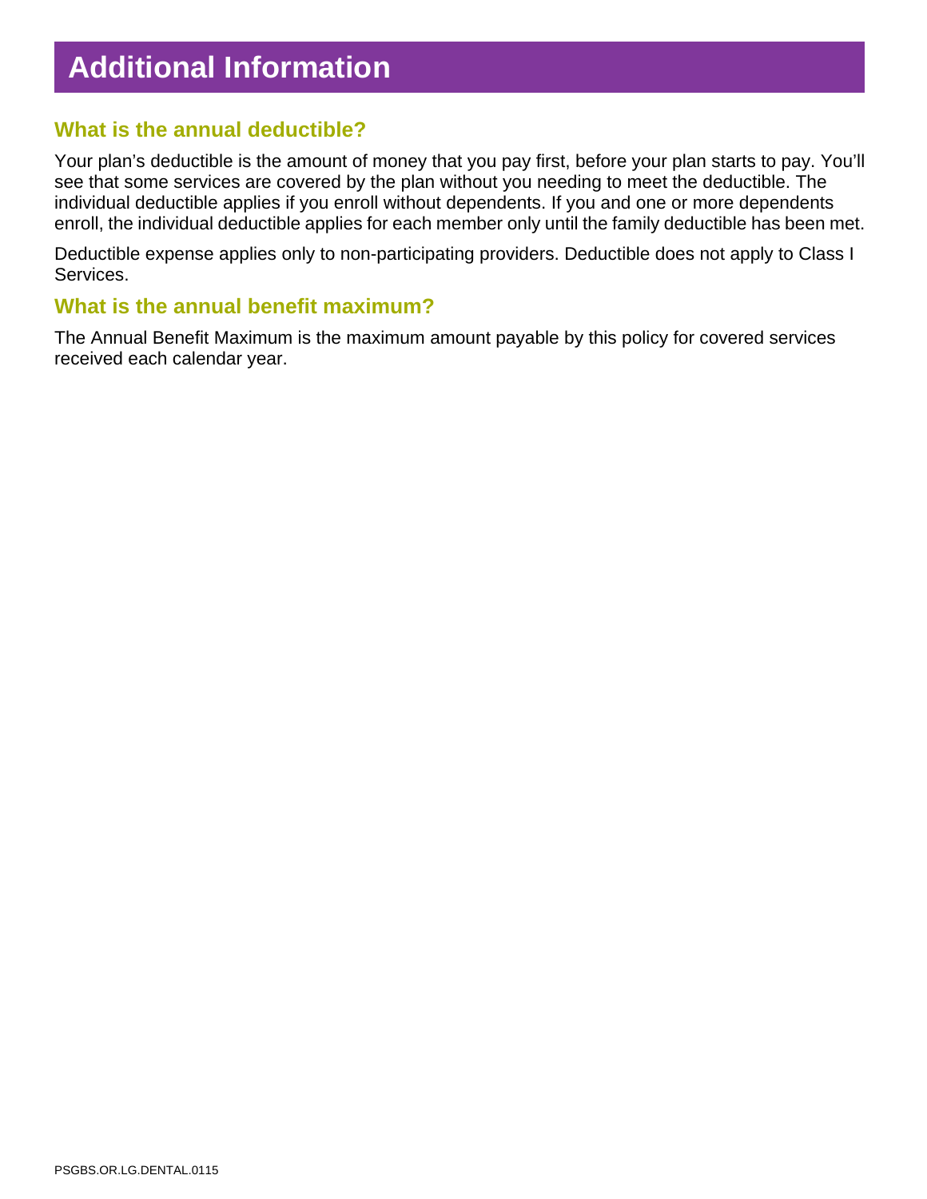# Additional Information

## What is the annual deductible?

Your plan's deductible is the amount of money that you pay first, before your plan starts to pay. You'll see that some services are covered by the plan without you needing to meet the deductible. The individual deductible applies if you enroll without dependents. If you and one or more dependents enroll, the individual deductible applies for each member only until the family deductible has been met.

Deductible expense applies only to non-participating providers. Deductible does not apply to Class I Services.

## What is the annual benefit maximum?

The Annual Benefit Maximum is the maximum amount payable by this policy for covered services received each calendar year.

PSGBS.OR.LG.DENTAL.0115